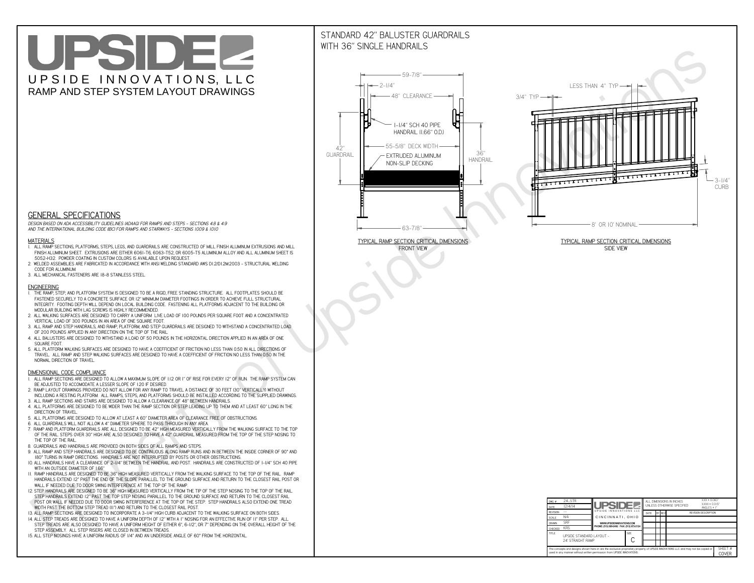# UPSIDE

UPSIDE INNOVATIONS, LLC

RAMP AND STEP SYSTEM LAYOUT DRAWINGS

## GENERAL SPECIFICATIONS

*DESIGN BASED ON ADA ACCESSIBILITY GUIDELINES (ADAAG) FOR RAMPS AND STEPS - SECTIONS 4.8 & 4.9 AND THE INTERNATIONAL BUILDING CODE (IBC) FOR RAMPS AND STAIRWAYS - SECTIONS 1009 & 1010*

### MATERIALS

1. ALL RAMP SECTIONS, PLATFORMS, STEPS, LEGS, AND GUARDRAILS ARE CONSTRUCTED OF MILL FINISH ALUMINUM EXTRUSIONS AND MILL FINISH ALUMINUM SHEET. EXTRUSIONS ARE EITHER 6061-T6, 6063-T52, OR 6005-T5 ALUMINUM ALLOY AND ALL ALUMINUM SHEET IS 5052-H32. POWDER COATING IN CUSTOM COLORS IS AVAILABLE UPON REQUEST.
2. WELDED ASSEMBLIES ARE FABRICATED IN ACCORDANCE WITH ANSI WELDING STANDARD AWS D1.2/D1.2M:2003 - STRUCTURAL WELDING CODE FOR ALUMINUM.
3. ALL MECHANICAL FASTENERS ARE 18-8 STAINLESS STEEL.

### ENGINEERING

1. THE RAMP, STEP, AND PLATFORM SYSTEM IS DESIGNED TO BE A RIGID, FREE STANDING STRUCTURE. ALL FOOTPLATES SHOULD BE FASTENED SECURELY TO A CONCRETE SURFACE OR 12" MINIMUM DIAMETER FOOTINGS IN ORDER TO ACHIEVE FULL STRUCTURAL INTEGRITY. FOOTING DEPTH WILL DEPEND ON LOCAL BUILDING CODE. FASTENING ALL PLATFORMS ADJACENT TO THE BUILDING OR MODULAR BUILDING WITH LAG SCREWS IS HIGHLY RECOMMENDED.
2. ALL WALKING SURFACES ARE DESIGNED TO CARRY A UNIFORM LIVE LOAD OF 100 POUNDS PER SQUARE FOOT AND A CONCENTRATED VERTICAL LOAD OF 300 POUNDS IN AN AREA OF ONE SQUARE FOOT.
3. ALL RAMP AND STEP HANDRAILS, AND RAMP, PLATFORM, AND STEP GUARDRAILS ARE DESIGNED TO WITHSTAND A CONCENTRATED LOAD OF 200 POUNDS APPLIED IN ANY DIRECTION ON THE TOP OF THE RAIL.
4. ALL BALUSTERS ARE DESIGNED TO WITHSTAND A LOAD OF 50 POUNDS IN THE HORIZONTAL DIRECTION APPLIED IN AN AREA OF ONE SQUARE FOOT.
5. ALL PLATFORM WALKING SURFACES ARE DESIGNED TO HAVE A COEFFICIENT OF FRICTION NO LESS THAN 0.50 IN ALL DIRECTIONS OF TRAVEL. ALL RAMP AND STEP WALKING SURFACES ARE DESIGNED TO HAVE A COEFFICIENT OF FRICTION NO LESS THAN 0.50 IN THE NORMAL DIRECTION OF TRAVEL.

### DIMENSIONAL CODE COMPLIANCE

1. ALL RAMP SECTIONS ARE DESIGNED TO ALLOW A MAXIMUM SLOPE OF 1:12 OR 1" OF RISE FOR EVERY 12" OF RUN. THE RAMP SYSTEM CAN BE ADJUSTED TO ACCOMODATE A LESSER SLOPE OF 1:20 IF DESIRED.
2. RAMP LAYOUT DRAWINGS PROVIDED DO NOT ALLOW FOR ANY RAMP TO TRAVEL A DISTANCE OF 30 FEET (30" VERTICALLY) WITHOUT INCLUDING A RESTING PLATFORM. ALL RAMPS, STEPS, AND PLATFORMS SHOULD BE INSTALLED ACCORDING TO THE SUPPLIED DRAWINGS.
3. ALL RAMP SECTIONS AND STAIRS ARE DESIGNED TO ALLOW A CLEARANCE OF 48" BETWEEN HANDRAILS.
4. ALL PLATFORMS ARE DESIGNED TO BE WIDER THAN THE RAMP SECTION OR STEP LEADING UP TO THEM AND AT LEAST 60" LONG IN THE DIRECTION OF TRAVEL.
5. ALL PLATFORMS ARE DESIGNED TO ALLOW AT LEAST A 60" DIAMETER AREA OF CLEARANCE FREE OF OBSTRUCTIONS.
6. ALL GUARDRAILS WILL NOT ALLOW A 4" DIAMETER SPHERE TO PASS THROUGH IN ANY AREA.
7. RAMP AND PLATFORM GUARDRAILS ARE ALL DESIGNED TO BE 42" HIGH MEASURED VERTICALLY FROM THE WALKING SURFACE TO THE TOP OF THE RAIL. STEPS OVER 30" HIGH ARE ALSO DESIGNED TO HAVE A 42" GUARDRAIL MEASURED FROM THE TOP OF THE STEP NOSING TO THE TOP OF THE RAIL.
8. GUARDRAILS AND HANDRAILS ARE PROVIDED ON BOTH SIDES OF ALL RAMPS AND STEPS.
9. ALL RAMP AND STEP HANDRAILS ARE DESIGNED TO BE CONTINUOUS ALONG RAMP RUNS AND IN BETWEEN THE INSIDE CORNER OF 90° AND 180° TURNS IN RAMP DIRECTIONS. HANDRAILS ARE NOT INTERRUPTED BY POSTS OR OTHER OBSTRUCTIONS.
10. ALL HANDRAILS HAVE A CLEARANCE OF 2-1/4" BETWEEN THE HANDRAIL AND POST. HANDRAILS ARE CONSTRUCTED OF 1-1/4" SCH 40 PIPE WITH AN OUTSIDE DIAMETER OF 1.66"
11. RAMP HANDRAILS ARE DESIGNED TO BE 36" HIGH MEASURED VERTICALLY FROM THE WALKING SURFACE TO THE TOP OF THE RAIL. RAMP HANDRAILS EXTEND 12" PAST THE END OF THE SLOPE PARALLEL TO THE GROUND SURFACE AND RETURN TO THE CLOSEST RAIL POST OR WALL IF NEEDED DUE TO DOOR SWING INTERFERENCE AT THE TOP OF THE RAMP.
12. STEP HANDRAILS ARE DESIGNED TO BE 36" HIGH MEASURED VERTICALLY FROM THE TIP OF THE STEP NOSING TO THE TOP OF THE RAIL. STEP HANDRAILS EXTEND 12" PAST THE TOP STEP NOSING PARALLEL TO THE GROUND SURFACE AND RETURN TO THE CLOSEST RAIL POST OR WALL IF NEEDED DUE TO DOOR SWING INTERFERENCE AT THE TOP OF THE STEP. STEP HANDRAILS ALSO EXTEND ONE TREAD WIDTH PAST THE BOTTOM STEP TREAD (11") AND RETURN TO THE CLOSEST RAIL POST.
13. ALL RAMP SECTIONS ARE DESIGNED TO INCORPORATE A 3-1/4" HIGH CURB ADJACENT TO THE WALKING SURFACE ON BOTH SIDES.
14. ALL STEP TREADS ARE DESIGNED TO HAVE A UNIFORM DEPTH OF 12" WITH A 1" NOSING FOR AN EFFECTIVE RUN OF 11" PER STEP. ALL STEP TREADS ARE ALSO DESIGNED TO HAVE A UNIFORM HEIGHT OF EITHER 6", 6-1/2", OR 7" DEPENDING ON THE OVERALL HEIGHT OF THE STEP ASSEMBLY. ALL STEP RISERS ARE CLOSED IN BETWEEN TREADS.
15. ALL STEP NOSINGS HAVE A UNIFORM RADIUS OF 1/4" AND AN UNDERSIDE ANGLE OF 60° FROM THE HORIZONTAL.

## STANDARD 42" BALUSTER GUARDRAILS WITH 36" SINGLE HANDRAILS

59-7/8" · 2-1/4" · 48" CLEARANCE · 1-1/4" SCH 40 PIPE HANDRAIL (1.66" O.D.) · 42" GUARDRAIL · 55-5/8" DECK WIDTH · EXTRUDED ALUMINUM NON-SLIP DECKING · 36" HANDRAIL · 63-7/8"

TYPICAL RAMP SECTION: CRITICAL DIMENSIONS
FRONT VIEW

LESS THAN 4" TYP · 3/4" TYP · 3-1/4" CURB · 8' OR 10' NOMINAL

TYPICAL RAMP SECTION: CRITICAL DIMENSIONS
SIDE VIEW

| DWG # | 24_STR | UPSIDE INNOVATIONS LLC | ALL DIMENSIONS IN INCHES UNLESS OTHERWISE SPECIFIED | X.XX ± 0.060" X.XXX ± 0.015" ANGLES ± 1° |
|---|---|---|---|---|
| DATE | 12/4/14 | CINCINNATI, OHIO | DATE / BY / REV / REVISION DESCRIPTION | |
| REVISION | --- | WWW.UPSIDEINNOVATIONS.COM PHONE: (513) 889-2492 FAX: (513) 672-2124 | | |
| SCALE | N/A | | | |
| DRAWN | SRF | | | |
| CHECKED | KRS | | | |
| TITLE | UPSIDE STANDARD LAYOUT - 24' STRAIGHT RAMP | SIZE C | | |

The concepts and designs shown here-in are the exclusive proprietary property of UPSIDE INNOVATIONS LLC and may not be copied or used in any manner without written permission from UPSIDE INNOVATIONS.

SHEET # COVER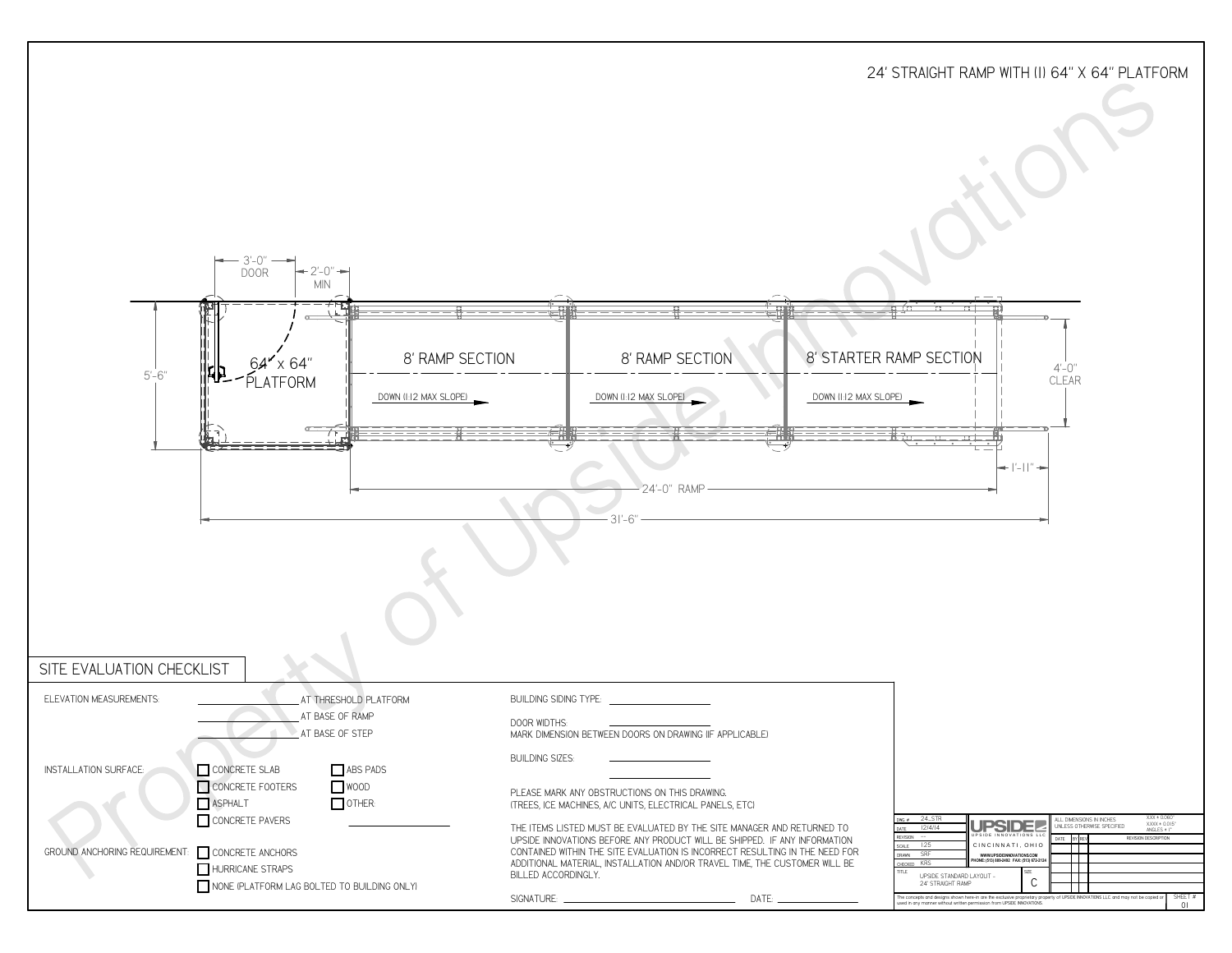# 24' STRAIGHT RAMP WITH (1) 64" X 64" PLATFORM

3'-0"
DOOR

2'-0"
MIN

5'-6"

64" x 64"
PLATFORM

8' RAMP SECTION

DOWN (1:12 MAX SLOPE)

8' RAMP SECTION

DOWN (1:12 MAX SLOPE)

8' STARTER RAMP SECTION

DOWN (1:12 MAX SLOPE)

4'-0"
CLEAR

1'-11"

24'-0" RAMP

31'-6"

Property of Upside Innovations

## SITE EVALUATION CHECKLIST

ELEVATION MEASUREMENTS:
- ______________ AT THRESHOLD PLATFORM
- ______________ AT BASE OF RAMP
- ______________ AT BASE OF STEP

INSTALLATION SURFACE:
- ☐ CONCRETE SLAB
- ☐ CONCRETE FOOTERS
- ☐ ASPHALT
- ☐ CONCRETE PAVERS
- ☐ ABS PADS
- ☐ WOOD
- ☐ OTHER ______________

GROUND ANCHORING REQUIREMENT:
- ☐ CONCRETE ANCHORS
- ☐ HURRICANE STRAPS
- ☐ NONE (PLATFORM LAG BOLTED TO BUILDING ONLY)

BUILDING SIDING TYPE: ______________

DOOR WIDTHS: ______________
MARK DIMENSION BETWEEN DOORS ON DRAWING (IF APPLICABLE)

BUILDING SIZES: ______________
______________

PLEASE MARK ANY OBSTRUCTIONS ON THIS DRAWING.
(TREES, ICE MACHINES, A/C UNITS, ELECTRICAL PANELS, ETC)

THE ITEMS LISTED MUST BE EVALUATED BY THE SITE MANAGER AND RETURNED TO UPSIDE INNOVATIONS BEFORE ANY PRODUCT WILL BE SHIPPED. IF ANY INFORMATION CONTAINED WITHIN THE SITE EVALUATION IS INCORRECT RESULTING IN THE NEED FOR ADDITIONAL MATERIAL, INSTALLATION AND/OR TRAVEL TIME, THE CUSTOMER WILL BE BILLED ACCORDINGLY.

SIGNATURE: ______________ DATE: ______________

| | |
|---|---|
| DWG # | 24_STR |
| DATE | 12/4/14 |
| REVISION | --- |
| SCALE | 1:25 |
| DRAWN | SRF |
| CHECKED | KRS |
| TITLE | UPSIDE STANDARD LAYOUT - 24' STRAIGHT RAMP |
| SIZE | C |

UPSIDE INNOVATIONS LLC
CINCINNATI, OHIO
WWW.UPSIDEINNOVATIONS.COM
PHONE: (513) 889-2492 FAX: (513) 672-2124

ALL DIMENSIONS IN INCHES UNLESS OTHERWISE SPECIFIED
X.XX ± 0.060"
X.XXX ± 0.015"
ANGLES ± 1°

| DATE | BY | REV | REVISION DESCRIPTION |
|---|---|---|---|
| | | | |

The concepts and designs shown here-in are the exclusive proprietary property of UPSIDE INNOVATIONS LLC and may not be copied or used in any manner without written permission from UPSIDE INNOVATIONS.

SHEET # 01